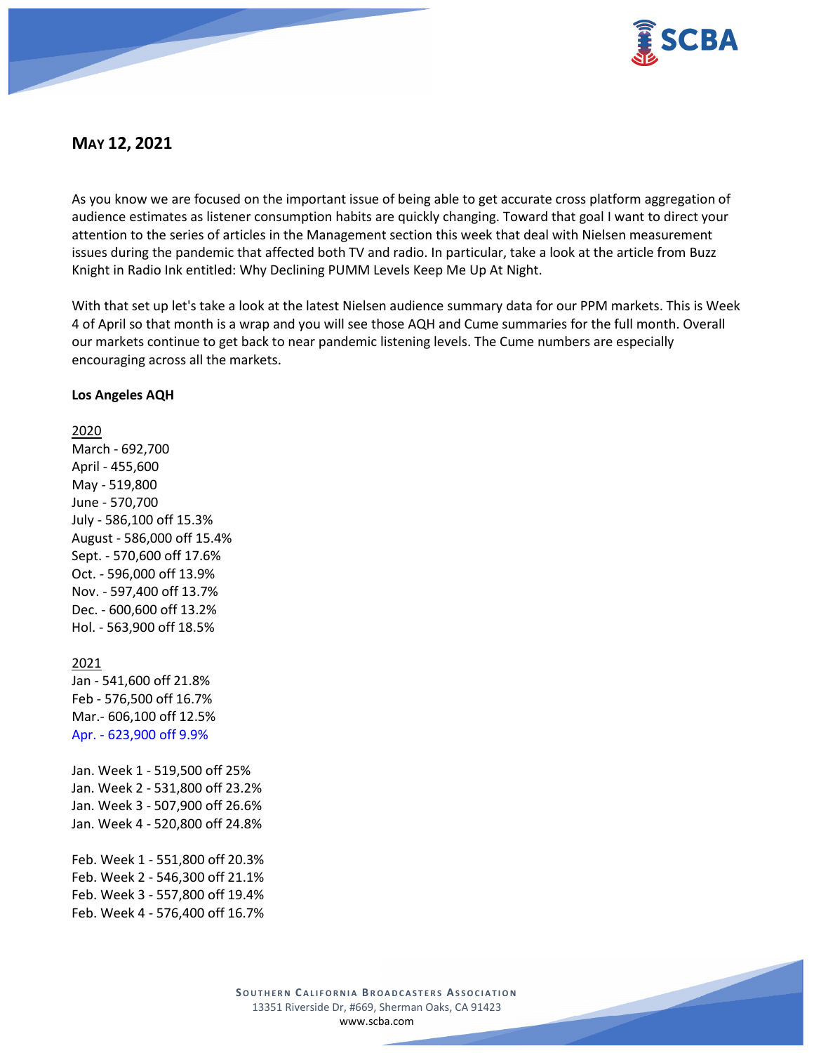## May 12, 2021

As you know we are focused on the important issue of being able to get accurate cross platform aggregation of audience estimates as listener consumption habits are quickly changing. Toward that goal I want to direct your attention to the series of articles in the Management section this week that deal with Nielsen measurement issues during the pandemic that affected both TV and radio. In particular, take a look at the article from Buzz Knight in Radio Ink entitled: Why Declining PUMM Levels Keep Me Up At Night.

With that set up let's take a look at the latest Nielsen audience summary data for our PPM markets. This is Week 4 of April so that month is a wrap and you will see those AQH and Cume summaries for the full month. Overall our markets continue to get back to near pandemic listening levels. The Cume numbers are especially encouraging across all the markets.

**Los Angeles AQH**

2020
March - 692,700
April - 455,600
May - 519,800
June - 570,700
July - 586,100 off 15.3%
August - 586,000 off 15.4%
Sept. - 570,600 off 17.6%
Oct. - 596,000 off 13.9%
Nov. - 597,400 off 13.7%
Dec. - 600,600 off 13.2%
Hol. - 563,900 off 18.5%

2021
Jan - 541,600 off 21.8%
Feb - 576,500 off 16.7%
Mar.- 606,100 off 12.5%
Apr. - 623,900 off 9.9%

Jan. Week 1 - 519,500 off 25%
Jan. Week 2 - 531,800 off 23.2%
Jan. Week 3 - 507,900 off 26.6%
Jan. Week 4 - 520,800 off 24.8%

Feb. Week 1 - 551,800 off 20.3%
Feb. Week 2 - 546,300 off 21.1%
Feb. Week 3 - 557,800 off 19.4%
Feb. Week 4 - 576,400 off 16.7%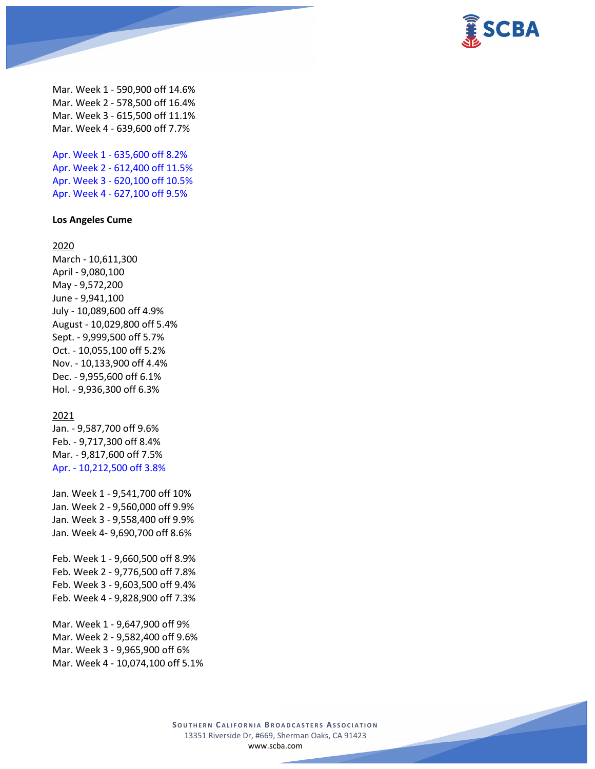Mar. Week 1 - 590,900 off 14.6%
Mar. Week 2 - 578,500 off 16.4%
Mar. Week 3 - 615,500 off 11.1%
Mar. Week 4 - 639,600 off 7.7%

Apr. Week 1 - 635,600 off 8.2%
Apr. Week 2 - 612,400 off 11.5%
Apr. Week 3 - 620,100 off 10.5%
Apr. Week 4 - 627,100 off 9.5%

**Los Angeles Cume**

2020
March - 10,611,300
April - 9,080,100
May - 9,572,200
June - 9,941,100
July - 10,089,600 off 4.9%
August - 10,029,800 off 5.4%
Sept. - 9,999,500 off 5.7%
Oct. - 10,055,100 off 5.2%
Nov. - 10,133,900 off 4.4%
Dec. - 9,955,600 off 6.1%
Hol. - 9,936,300 off 6.3%

2021
Jan. - 9,587,700 off 9.6%
Feb. - 9,717,300 off 8.4%
Mar. - 9,817,600 off 7.5%
Apr. - 10,212,500 off 3.8%

Jan. Week 1 - 9,541,700 off 10%
Jan. Week 2 - 9,560,000 off 9.9%
Jan. Week 3 - 9,558,400 off 9.9%
Jan. Week 4- 9,690,700 off 8.6%

Feb. Week 1 - 9,660,500 off 8.9%
Feb. Week 2 - 9,776,500 off 7.8%
Feb. Week 3 - 9,603,500 off 9.4%
Feb. Week 4 - 9,828,900 off 7.3%

Mar. Week 1 - 9,647,900 off 9%
Mar. Week 2 - 9,582,400 off 9.6%
Mar. Week 3 - 9,965,900 off 6%
Mar. Week 4 - 10,074,100 off 5.1%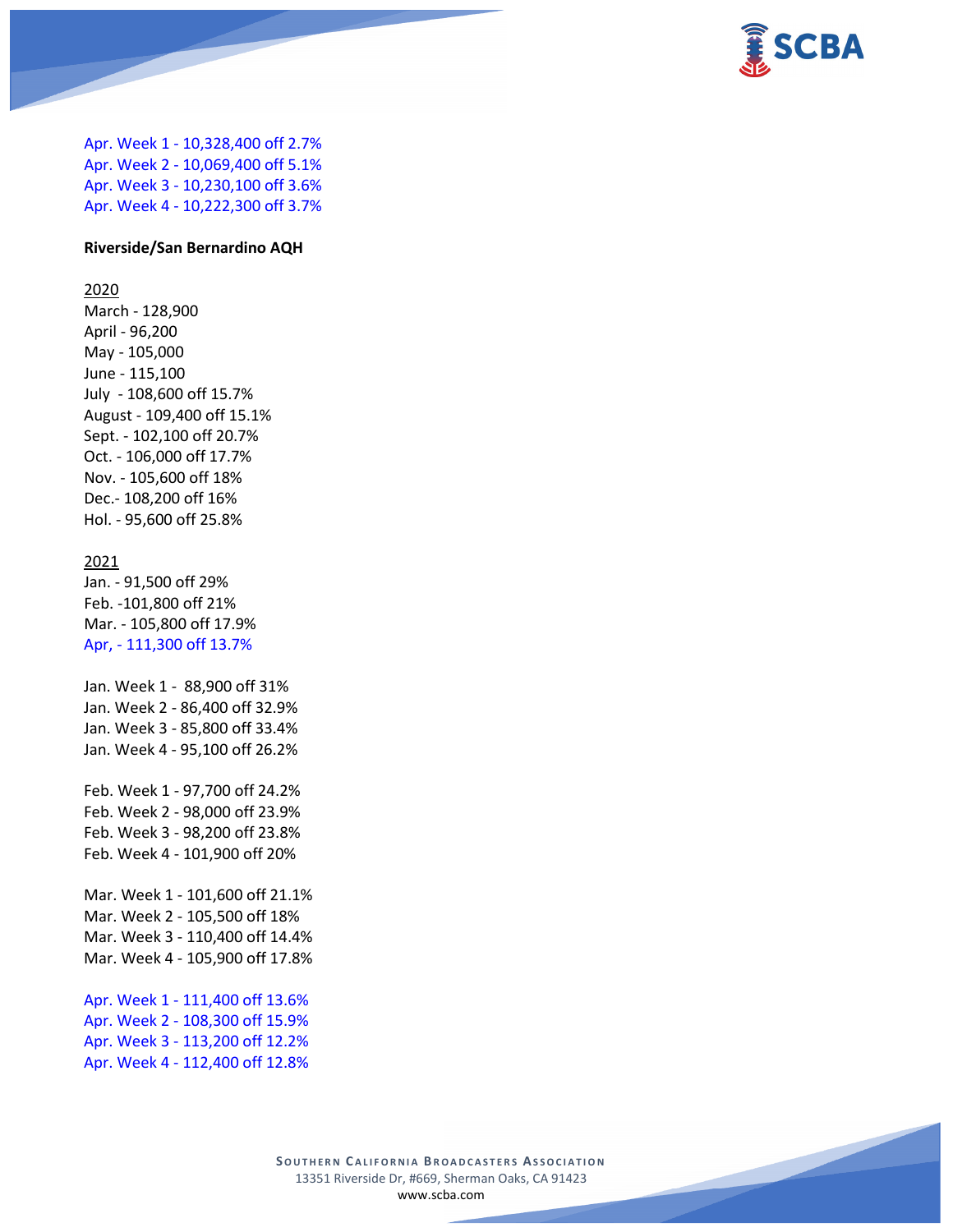Apr. Week 1 - 10,328,400 off 2.7%
Apr. Week 2 - 10,069,400 off 5.1%
Apr. Week 3 - 10,230,100 off 3.6%
Apr. Week 4 - 10,222,300 off 3.7%

**Riverside/San Bernardino AQH**

2020

March - 128,900
April - 96,200
May - 105,000
June - 115,100
July - 108,600 off 15.7%
August - 109,400 off 15.1%
Sept. - 102,100 off 20.7%
Oct. - 106,000 off 17.7%
Nov. - 105,600 off 18%
Dec.- 108,200 off 16%
Hol. - 95,600 off 25.8%

2021

Jan. - 91,500 off 29%
Feb. -101,800 off 21%
Mar. - 105,800 off 17.9%
Apr, - 111,300 off 13.7%

Jan. Week 1 - 88,900 off 31%
Jan. Week 2 - 86,400 off 32.9%
Jan. Week 3 - 85,800 off 33.4%
Jan. Week 4 - 95,100 off 26.2%

Feb. Week 1 - 97,700 off 24.2%
Feb. Week 2 - 98,000 off 23.9%
Feb. Week 3 - 98,200 off 23.8%
Feb. Week 4 - 101,900 off 20%

Mar. Week 1 - 101,600 off 21.1%
Mar. Week 2 - 105,500 off 18%
Mar. Week 3 - 110,400 off 14.4%
Mar. Week 4 - 105,900 off 17.8%

Apr. Week 1 - 111,400 off 13.6%
Apr. Week 2 - 108,300 off 15.9%
Apr. Week 3 - 113,200 off 12.2%
Apr. Week 4 - 112,400 off 12.8%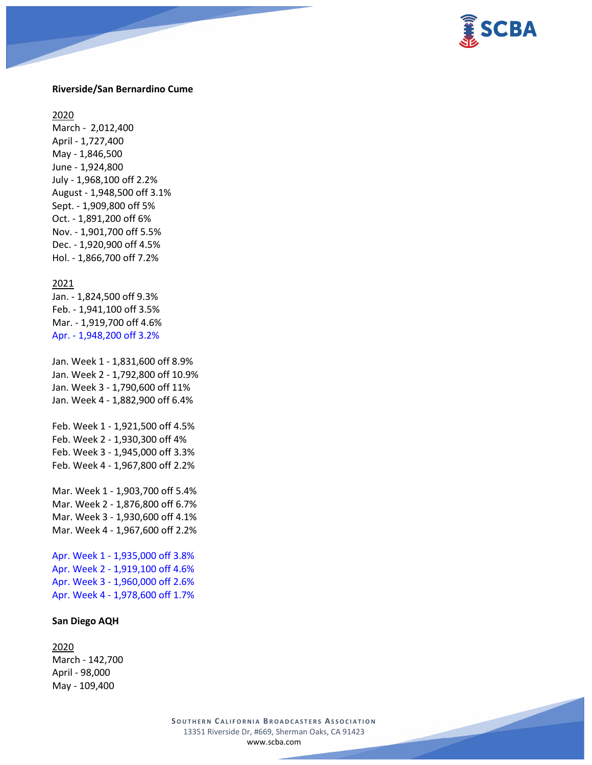**Riverside/San Bernardino Cume**

2020

March - 2,012,400
April - 1,727,400
May - 1,846,500
June - 1,924,800
July - 1,968,100 off 2.2%
August - 1,948,500 off 3.1%
Sept. - 1,909,800 off 5%
Oct. - 1,891,200 off 6%
Nov. - 1,901,700 off 5.5%
Dec. - 1,920,900 off 4.5%
Hol. - 1,866,700 off 7.2%

2021

Jan. - 1,824,500 off 9.3%
Feb. - 1,941,100 off 3.5%
Mar. - 1,919,700 off 4.6%
Apr. - 1,948,200 off 3.2%

Jan. Week 1 - 1,831,600 off 8.9%
Jan. Week 2 - 1,792,800 off 10.9%
Jan. Week 3 - 1,790,600 off 11%
Jan. Week 4 - 1,882,900 off 6.4%

Feb. Week 1 - 1,921,500 off 4.5%
Feb. Week 2 - 1,930,300 off 4%
Feb. Week 3 - 1,945,000 off 3.3%
Feb. Week 4 - 1,967,800 off 2.2%

Mar. Week 1 - 1,903,700 off 5.4%
Mar. Week 2 - 1,876,800 off 6.7%
Mar. Week 3 - 1,930,600 off 4.1%
Mar. Week 4 - 1,967,600 off 2.2%

Apr. Week 1 - 1,935,000 off 3.8%
Apr. Week 2 - 1,919,100 off 4.6%
Apr. Week 3 - 1,960,000 off 2.6%
Apr. Week 4 - 1,978,600 off 1.7%

**San Diego AQH**

2020

March - 142,700
April - 98,000
May - 109,400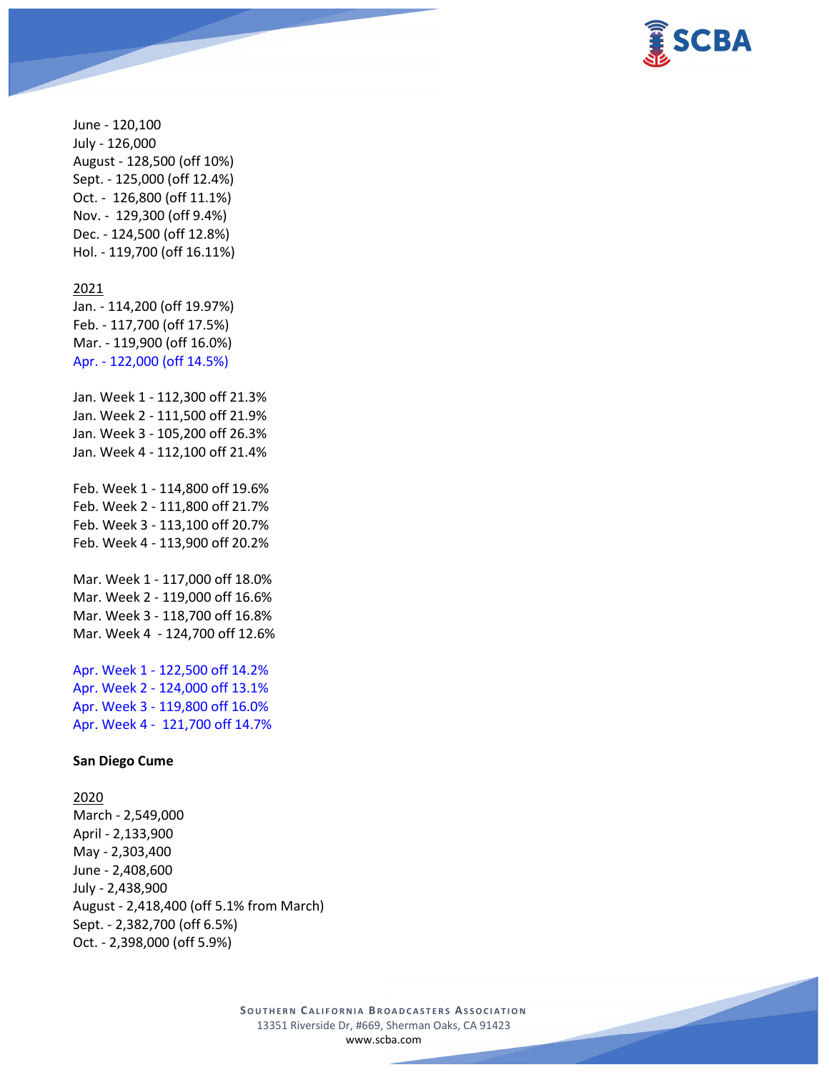June - 120,100
July - 126,000
August - 128,500 (off 10%)
Sept. - 125,000 (off 12.4%)
Oct. - 126,800 (off 11.1%)
Nov. - 129,300 (off 9.4%)
Dec. - 124,500 (off 12.8%)
Hol. - 119,700 (off 16.11%)

<u>2021</u>
Jan. - 114,200 (off 19.97%)
Feb. - 117,700 (off 17.5%)
Mar. - 119,900 (off 16.0%)
Apr. - 122,000 (off 14.5%)

Jan. Week 1 - 112,300 off 21.3%
Jan. Week 2 - 111,500 off 21.9%
Jan. Week 3 - 105,200 off 26.3%
Jan. Week 4 - 112,100 off 21.4%

Feb. Week 1 - 114,800 off 19.6%
Feb. Week 2 - 111,800 off 21.7%
Feb. Week 3 - 113,100 off 20.7%
Feb. Week 4 - 113,900 off 20.2%

Mar. Week 1 - 117,000 off 18.0%
Mar. Week 2 - 119,000 off 16.6%
Mar. Week 3 - 118,700 off 16.8%
Mar. Week 4 - 124,700 off 12.6%

Apr. Week 1 - 122,500 off 14.2%
Apr. Week 2 - 124,000 off 13.1%
Apr. Week 3 - 119,800 off 16.0%
Apr. Week 4 - 121,700 off 14.7%

**San Diego Cume**

<u>2020</u>
March - 2,549,000
April - 2,133,900
May - 2,303,400
June - 2,408,600
July - 2,438,900
August - 2,418,400 (off 5.1% from March)
Sept. - 2,382,700 (off 6.5%)
Oct. - 2,398,000 (off 5.9%)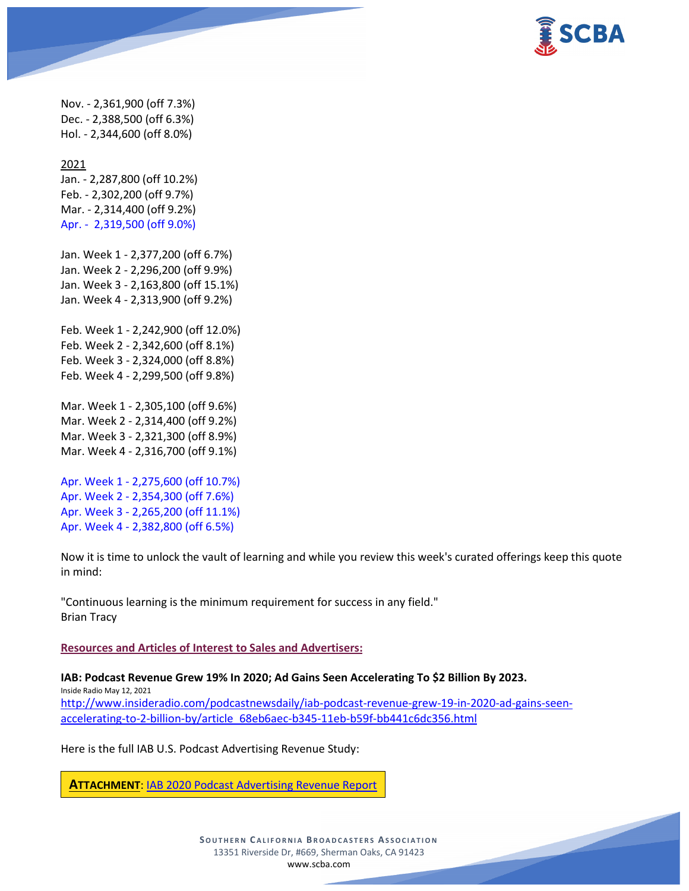Nov. - 2,361,900 (off 7.3%)
Dec. - 2,388,500 (off 6.3%)
Hol. - 2,344,600 (off 8.0%)

2021
Jan. - 2,287,800 (off 10.2%)
Feb. - 2,302,200 (off 9.7%)
Mar. - 2,314,400 (off 9.2%)
Apr. - 2,319,500 (off 9.0%)

Jan. Week 1 - 2,377,200 (off 6.7%)
Jan. Week 2 - 2,296,200 (off 9.9%)
Jan. Week 3 - 2,163,800 (off 15.1%)
Jan. Week 4 - 2,313,900 (off 9.2%)

Feb. Week 1 - 2,242,900 (off 12.0%)
Feb. Week 2 - 2,342,600 (off 8.1%)
Feb. Week 3 - 2,324,000 (off 8.8%)
Feb. Week 4 - 2,299,500 (off 9.8%)

Mar. Week 1 - 2,305,100 (off 9.6%)
Mar. Week 2 - 2,314,400 (off 9.2%)
Mar. Week 3 - 2,321,300 (off 8.9%)
Mar. Week 4 - 2,316,700 (off 9.1%)

Apr. Week 1 - 2,275,600 (off 10.7%)
Apr. Week 2 - 2,354,300 (off 7.6%)
Apr. Week 3 - 2,265,200 (off 11.1%)
Apr. Week 4 - 2,382,800 (off 6.5%)

Now it is time to unlock the vault of learning and while you review this week's curated offerings keep this quote in mind:

"Continuous learning is the minimum requirement for success in any field."
Brian Tracy

**Resources and Articles of Interest to Sales and Advertisers:**

**IAB: Podcast Revenue Grew 19% In 2020; Ad Gains Seen Accelerating To $2 Billion By 2023.**
Inside Radio May 12, 2021
http://www.insideradio.com/podcastnewsdaily/iab-podcast-revenue-grew-19-in-2020-ad-gains-seen-accelerating-to-2-billion-by/article_68eb6aec-b345-11eb-b59f-bb441c6dc356.html

Here is the full IAB U.S. Podcast Advertising Revenue Study:

**ATTACHMENT**: IAB 2020 Podcast Advertising Revenue Report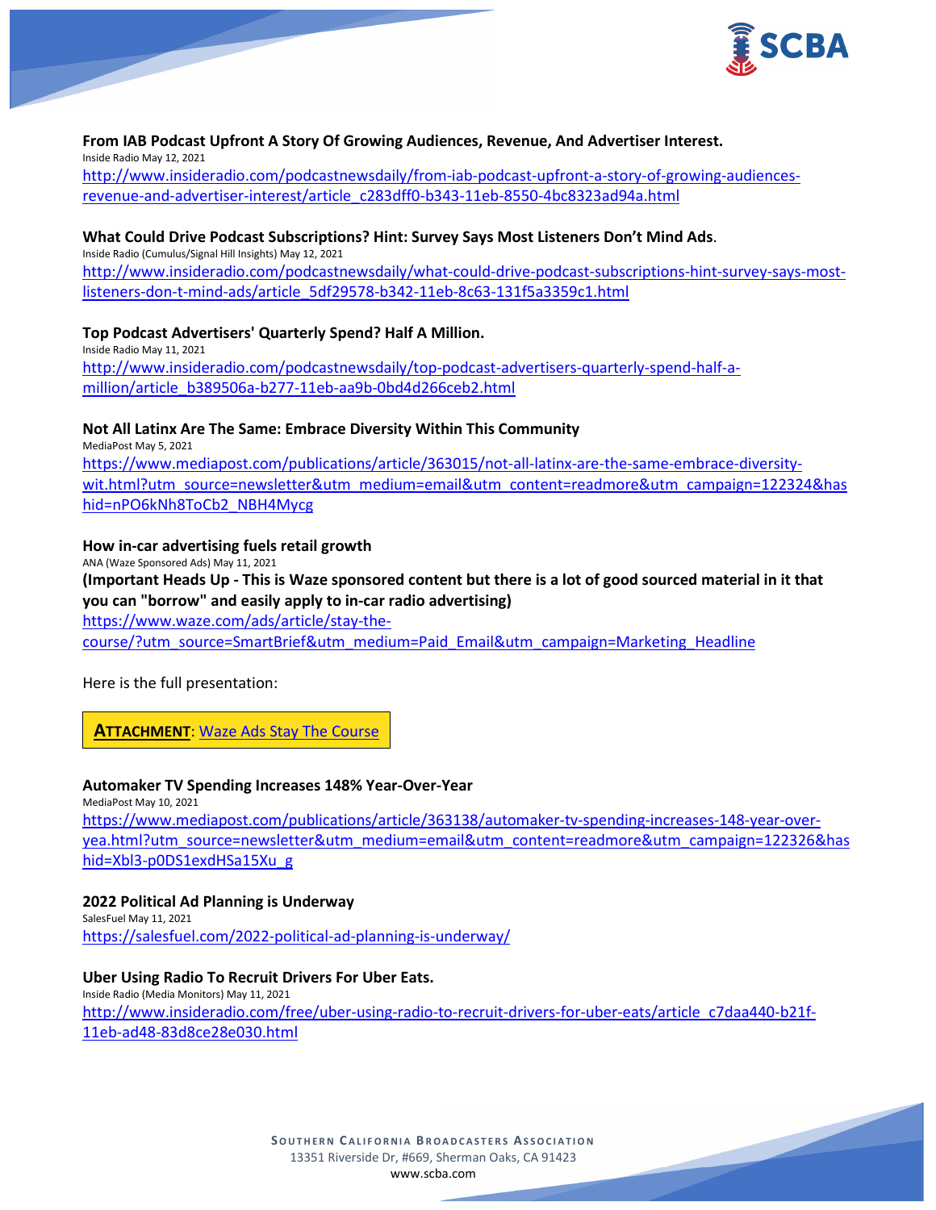**From IAB Podcast Upfront A Story Of Growing Audiences, Revenue, And Advertiser Interest.**
Inside Radio May 12, 2021
http://www.insideradio.com/podcastnewsdaily/from-iab-podcast-upfront-a-story-of-growing-audiences-revenue-and-advertiser-interest/article_c283dff0-b343-11eb-8550-4bc8323ad94a.html

**What Could Drive Podcast Subscriptions? Hint: Survey Says Most Listeners Don't Mind Ads.**
Inside Radio (Cumulus/Signal Hill Insights) May 12, 2021
http://www.insideradio.com/podcastnewsdaily/what-could-drive-podcast-subscriptions-hint-survey-says-most-listeners-don-t-mind-ads/article_5df29578-b342-11eb-8c63-131f5a3359c1.html

**Top Podcast Advertisers' Quarterly Spend? Half A Million.**
Inside Radio May 11, 2021
http://www.insideradio.com/podcastnewsdaily/top-podcast-advertisers-quarterly-spend-half-a-million/article_b389506a-b277-11eb-aa9b-0bd4d266ceb2.html

**Not All Latinx Are The Same: Embrace Diversity Within This Community**
MediaPost May 5, 2021
https://www.mediapost.com/publications/article/363015/not-all-latinx-are-the-same-embrace-diversity-wit.html?utm_source=newsletter&utm_medium=email&utm_content=readmore&utm_campaign=122324&hashid=nPO6kNh8ToCb2_NBH4Mycg

**How in-car advertising fuels retail growth**
ANA (Waze Sponsored Ads) May 11, 2021
**(Important Heads Up - This is Waze sponsored content but there is a lot of good sourced material in it that you can "borrow" and easily apply to in-car radio advertising)**
https://www.waze.com/ads/article/stay-the-course/?utm_source=SmartBrief&utm_medium=Paid_Email&utm_campaign=Marketing_Headline

Here is the full presentation:

**ATTACHMENT**: Waze Ads Stay The Course

**Automaker TV Spending Increases 148% Year-Over-Year**
MediaPost May 10, 2021
https://www.mediapost.com/publications/article/363138/automaker-tv-spending-increases-148-year-over-yea.html?utm_source=newsletter&utm_medium=email&utm_content=readmore&utm_campaign=122326&hashid=Xbl3-p0DS1exdHSa15Xu_g

**2022 Political Ad Planning is Underway**
SalesFuel May 11, 2021
https://salesfuel.com/2022-political-ad-planning-is-underway/

**Uber Using Radio To Recruit Drivers For Uber Eats.**
Inside Radio (Media Monitors) May 11, 2021
http://www.insideradio.com/free/uber-using-radio-to-recruit-drivers-for-uber-eats/article_c7daa440-b21f-11eb-ad48-83d8ce28e030.html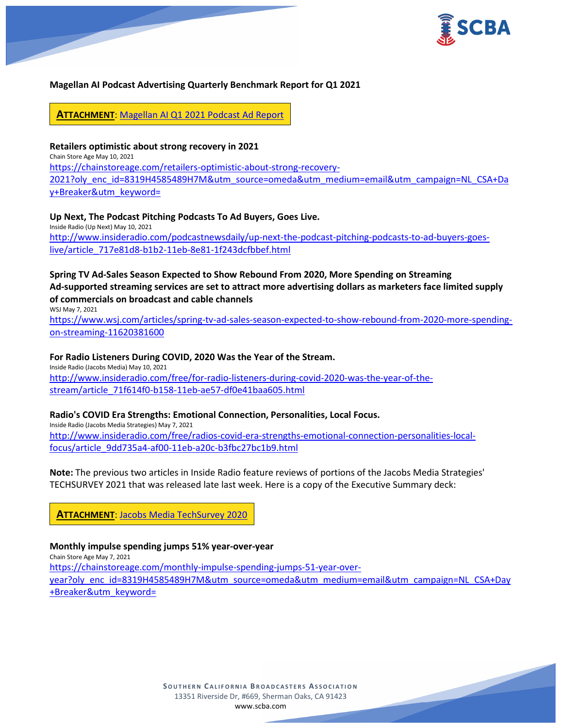**Magellan AI Podcast Advertising Quarterly Benchmark Report for Q1 2021**

**ATTACHMENT**: Magellan AI Q1 2021 Podcast Ad Report

**Retailers optimistic about strong recovery in 2021**

Chain Store Age May 10, 2021

https://chainstoreage.com/retailers-optimistic-about-strong-recovery-2021?oly_enc_id=8319H4585489H7M&utm_source=omeda&utm_medium=email&utm_campaign=NL_CSA+Day+Breaker&utm_keyword=

**Up Next, The Podcast Pitching Podcasts To Ad Buyers, Goes Live.**

Inside Radio (Up Next) May 10, 2021

http://www.insideradio.com/podcastnewsdaily/up-next-the-podcast-pitching-podcasts-to-ad-buyers-goes-live/article_717e81d8-b1b2-11eb-8e81-1f243dcfbbef.html

**Spring TV Ad-Sales Season Expected to Show Rebound From 2020, More Spending on Streaming**

**Ad-supported streaming services are set to attract more advertising dollars as marketers face limited supply of commercials on broadcast and cable channels**

WSJ May 7, 2021

https://www.wsj.com/articles/spring-tv-ad-sales-season-expected-to-show-rebound-from-2020-more-spending-on-streaming-11620381600

**For Radio Listeners During COVID, 2020 Was the Year of the Stream.**

Inside Radio (Jacobs Media) May 10, 2021

http://www.insideradio.com/free/for-radio-listeners-during-covid-2020-was-the-year-of-the-stream/article_71f614f0-b158-11eb-ae57-df0e41baa605.html

**Radio's COVID Era Strengths: Emotional Connection, Personalities, Local Focus.**

Inside Radio (Jacobs Media Strategies) May 7, 2021

http://www.insideradio.com/free/radios-covid-era-strengths-emotional-connection-personalities-local-focus/article_9dd735a4-af00-11eb-a20c-b3fbc27bc1b9.html

**Note:** The previous two articles in Inside Radio feature reviews of portions of the Jacobs Media Strategies' TECHSURVEY 2021 that was released late last week. Here is a copy of the Executive Summary deck:

**ATTACHMENT**: Jacobs Media TechSurvey 2020

**Monthly impulse spending jumps 51% year-over-year**

Chain Store Age May 7, 2021

https://chainstoreage.com/monthly-impulse-spending-jumps-51-year-over-year?oly_enc_id=8319H4585489H7M&utm_source=omeda&utm_medium=email&utm_campaign=NL_CSA+Day+Breaker&utm_keyword=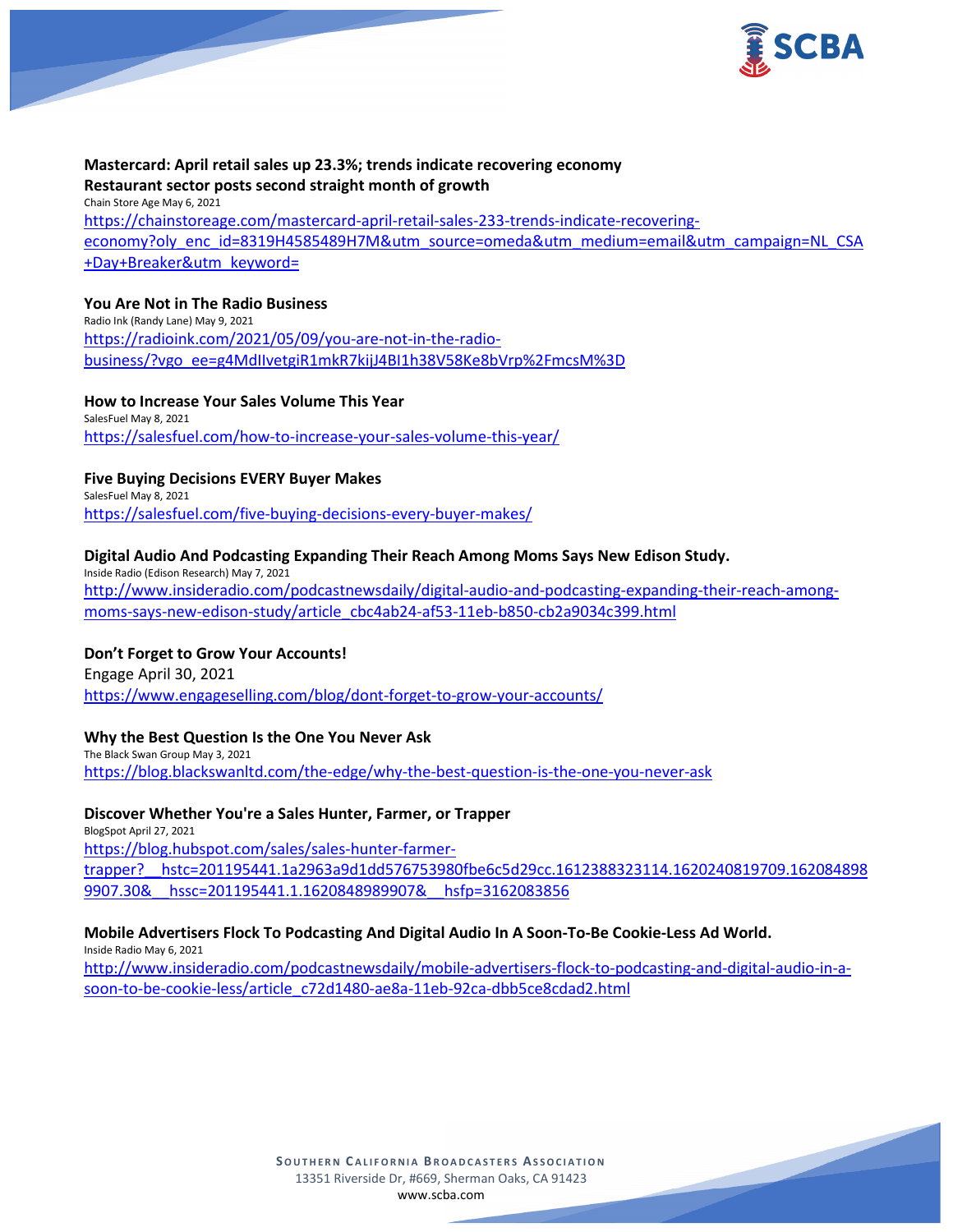**Mastercard: April retail sales up 23.3%; trends indicate recovering economy**
**Restaurant sector posts second straight month of growth**
Chain Store Age May 6, 2021
https://chainstoreage.com/mastercard-april-retail-sales-233-trends-indicate-recovering-economy?oly_enc_id=8319H4585489H7M&utm_source=omeda&utm_medium=email&utm_campaign=NL_CSA+Day+Breaker&utm_keyword=

**You Are Not in The Radio Business**
Radio Ink (Randy Lane) May 9, 2021
https://radioink.com/2021/05/09/you-are-not-in-the-radio-business/?vgo_ee=g4MdIIvetgiR1mkR7kijJ4BI1h38V58Ke8bVrp%2FmcsM%3D

**How to Increase Your Sales Volume This Year**
SalesFuel May 8, 2021
https://salesfuel.com/how-to-increase-your-sales-volume-this-year/

**Five Buying Decisions EVERY Buyer Makes**
SalesFuel May 8, 2021
https://salesfuel.com/five-buying-decisions-every-buyer-makes/

**Digital Audio And Podcasting Expanding Their Reach Among Moms Says New Edison Study.**
Inside Radio (Edison Research) May 7, 2021
http://www.insideradio.com/podcastnewsdaily/digital-audio-and-podcasting-expanding-their-reach-among-moms-says-new-edison-study/article_cbc4ab24-af53-11eb-b850-cb2a9034c399.html

**Don't Forget to Grow Your Accounts!**
Engage April 30, 2021
https://www.engageselling.com/blog/dont-forget-to-grow-your-accounts/

**Why the Best Question Is the One You Never Ask**
The Black Swan Group May 3, 2021
https://blog.blackswanltd.com/the-edge/why-the-best-question-is-the-one-you-never-ask

**Discover Whether You're a Sales Hunter, Farmer, or Trapper**
BlogSpot April 27, 2021
https://blog.hubspot.com/sales/sales-hunter-farmer-trapper?__hstc=201195441.1a2963a9d1dd576753980fbe6c5d29cc.1612388323114.1620240819709.1620848989907.30&__hssc=201195441.1.1620848989907&__hsfp=3162083856

**Mobile Advertisers Flock To Podcasting And Digital Audio In A Soon-To-Be Cookie-Less Ad World.**
Inside Radio May 6, 2021
http://www.insideradio.com/podcastnewsdaily/mobile-advertisers-flock-to-podcasting-and-digital-audio-in-a-soon-to-be-cookie-less/article_c72d1480-ae8a-11eb-92ca-dbb5ce8cdad2.html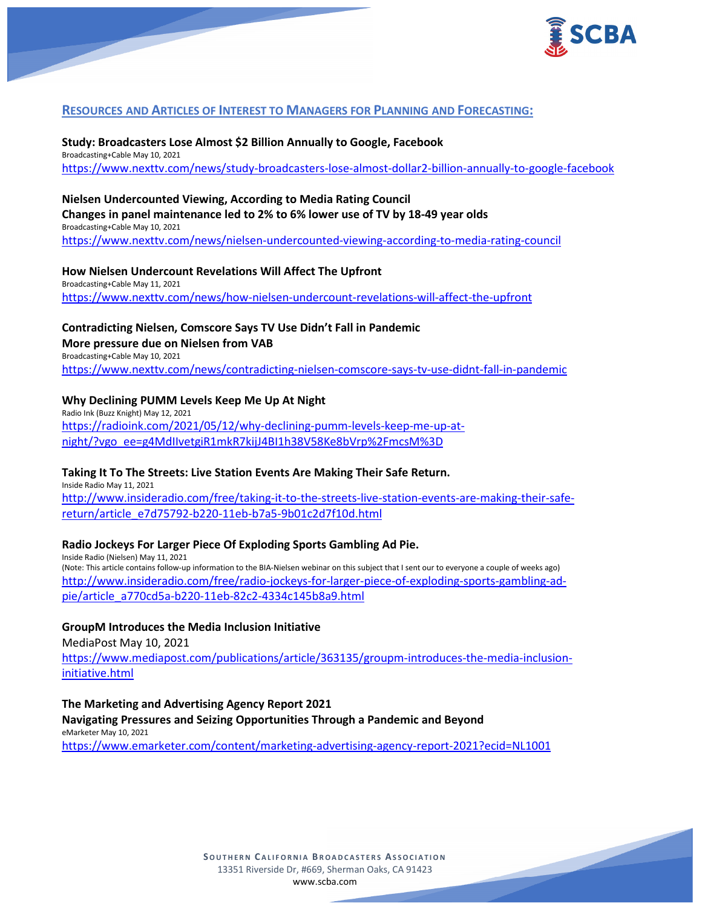## RESOURCES AND ARTICLES OF INTEREST TO MANAGERS FOR PLANNING AND FORECASTING:

**Study: Broadcasters Lose Almost $2 Billion Annually to Google, Facebook**
Broadcasting+Cable May 10, 2021
https://www.nexttv.com/news/study-broadcasters-lose-almost-dollar2-billion-annually-to-google-facebook

**Nielsen Undercounted Viewing, According to Media Rating Council**
**Changes in panel maintenance led to 2% to 6% lower use of TV by 18-49 year olds**
Broadcasting+Cable May 10, 2021
https://www.nexttv.com/news/nielsen-undercounted-viewing-according-to-media-rating-council

**How Nielsen Undercount Revelations Will Affect The Upfront**
Broadcasting+Cable May 11, 2021
https://www.nexttv.com/news/how-nielsen-undercount-revelations-will-affect-the-upfront

**Contradicting Nielsen, Comscore Says TV Use Didn't Fall in Pandemic**
**More pressure due on Nielsen from VAB**
Broadcasting+Cable May 10, 2021
https://www.nexttv.com/news/contradicting-nielsen-comscore-says-tv-use-didnt-fall-in-pandemic

**Why Declining PUMM Levels Keep Me Up At Night**
Radio Ink (Buzz Knight) May 12, 2021
https://radioink.com/2021/05/12/why-declining-pumm-levels-keep-me-up-at-night/?vgo_ee=g4MdIIvetgiR1mkR7kijJ4BI1h38V58Ke8bVrp%2FmcsM%3D

**Taking It To The Streets: Live Station Events Are Making Their Safe Return.**
Inside Radio May 11, 2021
http://www.insideradio.com/free/taking-it-to-the-streets-live-station-events-are-making-their-safe-return/article_e7d75792-b220-11eb-b7a5-9b01c2d7f10d.html

**Radio Jockeys For Larger Piece Of Exploding Sports Gambling Ad Pie.**
Inside Radio (Nielsen) May 11, 2021
(Note: This article contains follow-up information to the BIA-Nielsen webinar on this subject that I sent our to everyone a couple of weeks ago)
http://www.insideradio.com/free/radio-jockeys-for-larger-piece-of-exploding-sports-gambling-ad-pie/article_a770cd5a-b220-11eb-82c2-4334c145b8a9.html

**GroupM Introduces the Media Inclusion Initiative**
MediaPost May 10, 2021
https://www.mediapost.com/publications/article/363135/groupm-introduces-the-media-inclusion-initiative.html

**The Marketing and Advertising Agency Report 2021**
**Navigating Pressures and Seizing Opportunities Through a Pandemic and Beyond**
eMarketer May 10, 2021
https://www.emarketer.com/content/marketing-advertising-agency-report-2021?ecid=NL1001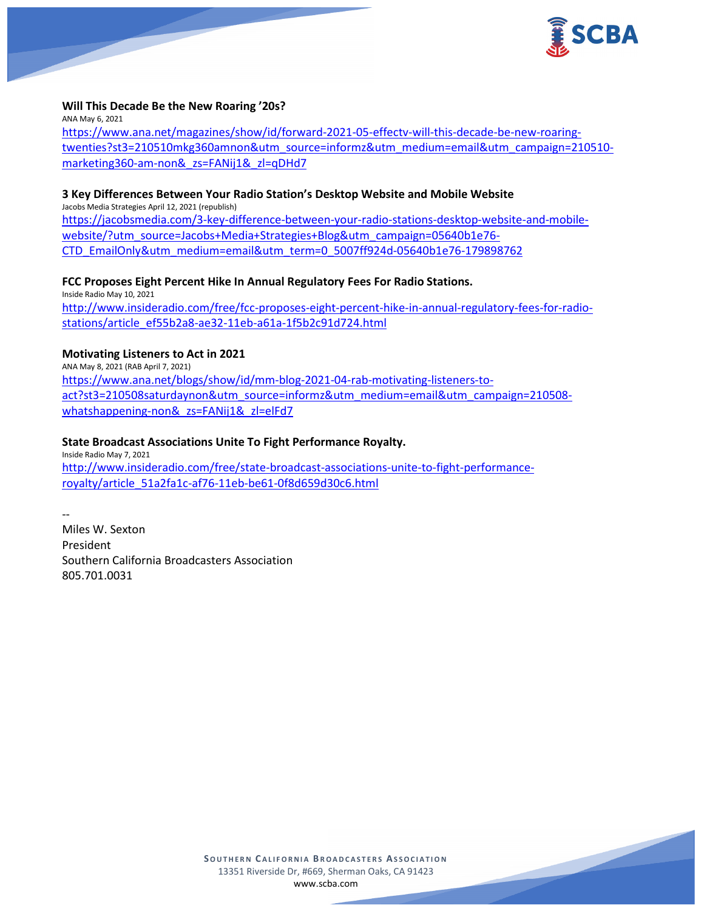**Will This Decade Be the New Roaring '20s?**

ANA May 6, 2021

https://www.ana.net/magazines/show/id/forward-2021-05-effectv-will-this-decade-be-new-roaring-twenties?st3=210510mkg360amnon&utm_source=informz&utm_medium=email&utm_campaign=210510-marketing360-am-non&_zs=FANij1&_zl=qDHd7

**3 Key Differences Between Your Radio Station's Desktop Website and Mobile Website**

Jacobs Media Strategies April 12, 2021 (republish)

https://jacobsmedia.com/3-key-difference-between-your-radio-stations-desktop-website-and-mobile-website/?utm_source=Jacobs+Media+Strategies+Blog&utm_campaign=05640b1e76-CTD_EmailOnly&utm_medium=email&utm_term=0_5007ff924d-05640b1e76-179898762

**FCC Proposes Eight Percent Hike In Annual Regulatory Fees For Radio Stations.**

Inside Radio May 10, 2021

http://www.insideradio.com/free/fcc-proposes-eight-percent-hike-in-annual-regulatory-fees-for-radio-stations/article_ef55b2a8-ae32-11eb-a61a-1f5b2c91d724.html

**Motivating Listeners to Act in 2021**

ANA May 8, 2021 (RAB April 7, 2021)

https://www.ana.net/blogs/show/id/mm-blog-2021-04-rab-motivating-listeners-to-act?st3=210508saturdaynon&utm_source=informz&utm_medium=email&utm_campaign=210508-whatshappening-non&_zs=FANij1&_zl=elFd7

**State Broadcast Associations Unite To Fight Performance Royalty.**

Inside Radio May 7, 2021

http://www.insideradio.com/free/state-broadcast-associations-unite-to-fight-performance-royalty/article_51a2fa1c-af76-11eb-be61-0f8d659d30c6.html

--

Miles W. Sexton

President

Southern California Broadcasters Association

805.701.0031